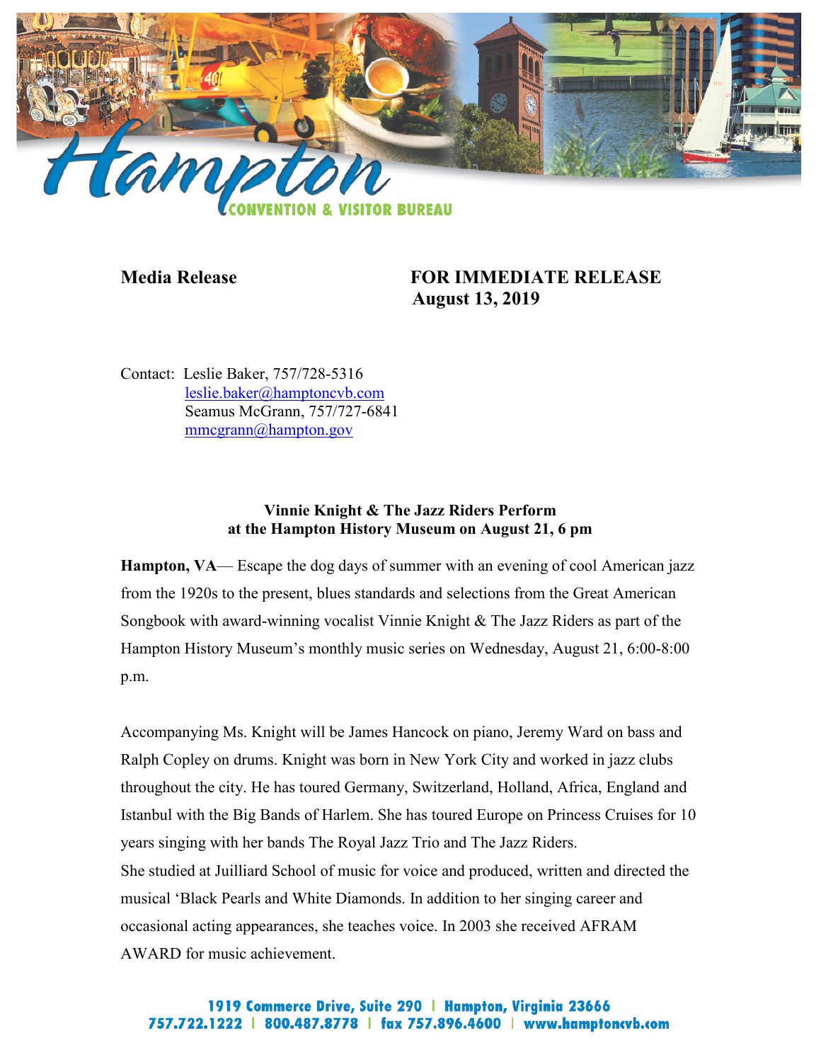Hampton CONVENTION & VISITOR BUREAU

**Media Release** **FOR IMMEDIATE RELEASE**
**August 13, 2019**

Contact: Leslie Baker, 757/728-5316
leslie.baker@hamptoncvb.com
Seamus McGrann, 757/727-6841
mmcgrann@hampton.gov

**Vinnie Knight & The Jazz Riders Perform at the Hampton History Museum on August 21, 6 pm**

**Hampton, VA**— Escape the dog days of summer with an evening of cool American jazz from the 1920s to the present, blues standards and selections from the Great American Songbook with award-winning vocalist Vinnie Knight & The Jazz Riders as part of the Hampton History Museum's monthly music series on Wednesday, August 21, 6:00-8:00 p.m.

Accompanying Ms. Knight will be James Hancock on piano, Jeremy Ward on bass and Ralph Copley on drums. Knight was born in New York City and worked in jazz clubs throughout the city. He has toured Germany, Switzerland, Holland, Africa, England and Istanbul with the Big Bands of Harlem. She has toured Europe on Princess Cruises for 10 years singing with her bands The Royal Jazz Trio and The Jazz Riders.
She studied at Juilliard School of music for voice and produced, written and directed the musical 'Black Pearls and White Diamonds. In addition to her singing career and occasional acting appearances, she teaches voice. In 2003 she received AFRAM AWARD for music achievement.

1919 Commerce Drive, Suite 290 | Hampton, Virginia 23666
757.722.1222 | 800.487.8778 | fax 757.896.4600 | www.hamptoncvb.com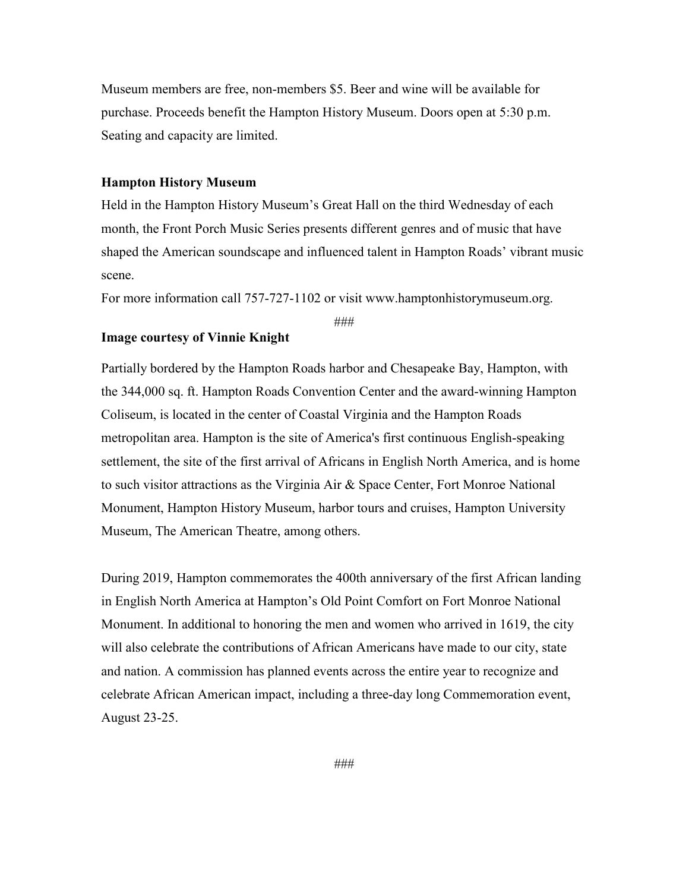Museum members are free, non-members $5. Beer and wine will be available for purchase. Proceeds benefit the Hampton History Museum. Doors open at 5:30 p.m. Seating and capacity are limited.

**Hampton History Museum**

Held in the Hampton History Museum's Great Hall on the third Wednesday of each month, the Front Porch Music Series presents different genres and of music that have shaped the American soundscape and influenced talent in Hampton Roads' vibrant music scene.

For more information call 757-727-1102 or visit www.hamptonhistorymuseum.org.

###

**Image courtesy of Vinnie Knight**

Partially bordered by the Hampton Roads harbor and Chesapeake Bay, Hampton, with the 344,000 sq. ft. Hampton Roads Convention Center and the award-winning Hampton Coliseum, is located in the center of Coastal Virginia and the Hampton Roads metropolitan area. Hampton is the site of America's first continuous English-speaking settlement, the site of the first arrival of Africans in English North America, and is home to such visitor attractions as the Virginia Air & Space Center, Fort Monroe National Monument, Hampton History Museum, harbor tours and cruises, Hampton University Museum, The American Theatre, among others.

During 2019, Hampton commemorates the 400th anniversary of the first African landing in English North America at Hampton's Old Point Comfort on Fort Monroe National Monument. In additional to honoring the men and women who arrived in 1619, the city will also celebrate the contributions of African Americans have made to our city, state and nation. A commission has planned events across the entire year to recognize and celebrate African American impact, including a three-day long Commemoration event, August 23-25.

###